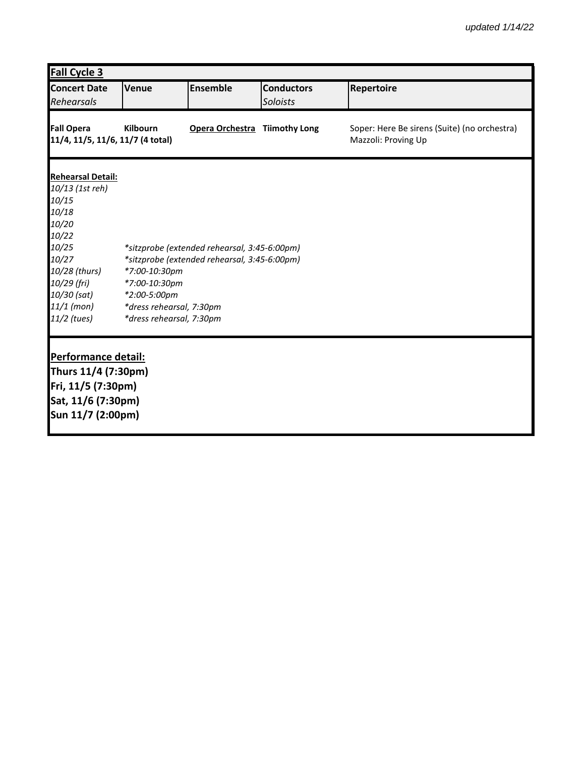*updated 1/14/22*

| **Fall Cycle 3** | | | | |
|---|---|---|---|---|
| **Concert Date**<br>*Rehearsals* | **Venue** | **Ensemble** | **Conductors**<br>*Soloists* | **Repertoire** |
| **Fall Opera**<br>**11/4, 11/5, 11/6, 11/7 (4 total)** | **Kilbourn** | **Opera Orchestra** | **Tiimothy Long** | Soper: Here Be sirens (Suite) (no orchestra)<br>Mazzoli: Proving Up |

**Rehearsal Detail:**

| | |
|---|---|
| *10/13 (1st reh)* | |
| *10/15* | |
| *10/18* | |
| *10/20* | |
| *10/22* | |
| *10/25* | *\*sitzprobe (extended rehearsal, 3:45-6:00pm)* |
| *10/27* | *\*sitzprobe (extended rehearsal, 3:45-6:00pm)* |
| *10/28 (thurs)* | *\*7:00-10:30pm* |
| *10/29 (fri)* | *\*7:00-10:30pm* |
| *10/30 (sat)* | *\*2:00-5:00pm* |
| *11/1 (mon)* | *\*dress rehearsal, 7:30pm* |
| *11/2 (tues)* | *\*dress rehearsal, 7:30pm* |

**Performance detail:**

**Thurs 11/4 (7:30pm)**
**Fri, 11/5 (7:30pm)**
**Sat, 11/6 (7:30pm)**
**Sun 11/7 (2:00pm)**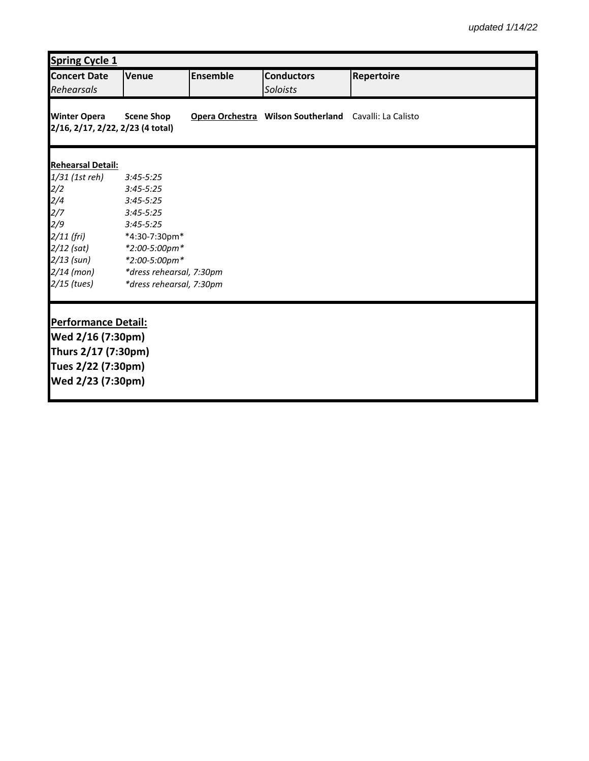*updated 1/14/22*

| **Spring Cycle 1** | | | | |
|---|---|---|---|---|
| **Concert Date** *Rehearsals* | **Venue** | **Ensemble** | **Conductors** *Soloists* | **Repertoire** |
| **Winter Opera** **2/16, 2/17, 2/22, 2/23 (4 total)** | **Scene Shop** | **Opera Orchestra** | **Wilson Southerland** | Cavalli: La Calisto |

**Rehearsal Detail:**

| | |
|---|---|
| *1/31 (1st reh)* | *3:45-5:25* |
| *2/2* | *3:45-5:25* |
| *2/4* | *3:45-5:25* |
| *2/7* | *3:45-5:25* |
| *2/9* | *3:45-5:25* |
| *2/11 (fri)* | *4:30-7:30pm* |
| *2/12 (sat)* | *\*2:00-5:00pm\** |
| *2/13 (sun)* | *\*2:00-5:00pm\** |
| *2/14 (mon)* | *\*dress rehearsal, 7:30pm* |
| *2/15 (tues)* | *\*dress rehearsal, 7:30pm* |

**Performance Detail:**

**Wed 2/16 (7:30pm)**
**Thurs 2/17 (7:30pm)**
**Tues 2/22 (7:30pm)**
**Wed 2/23 (7:30pm)**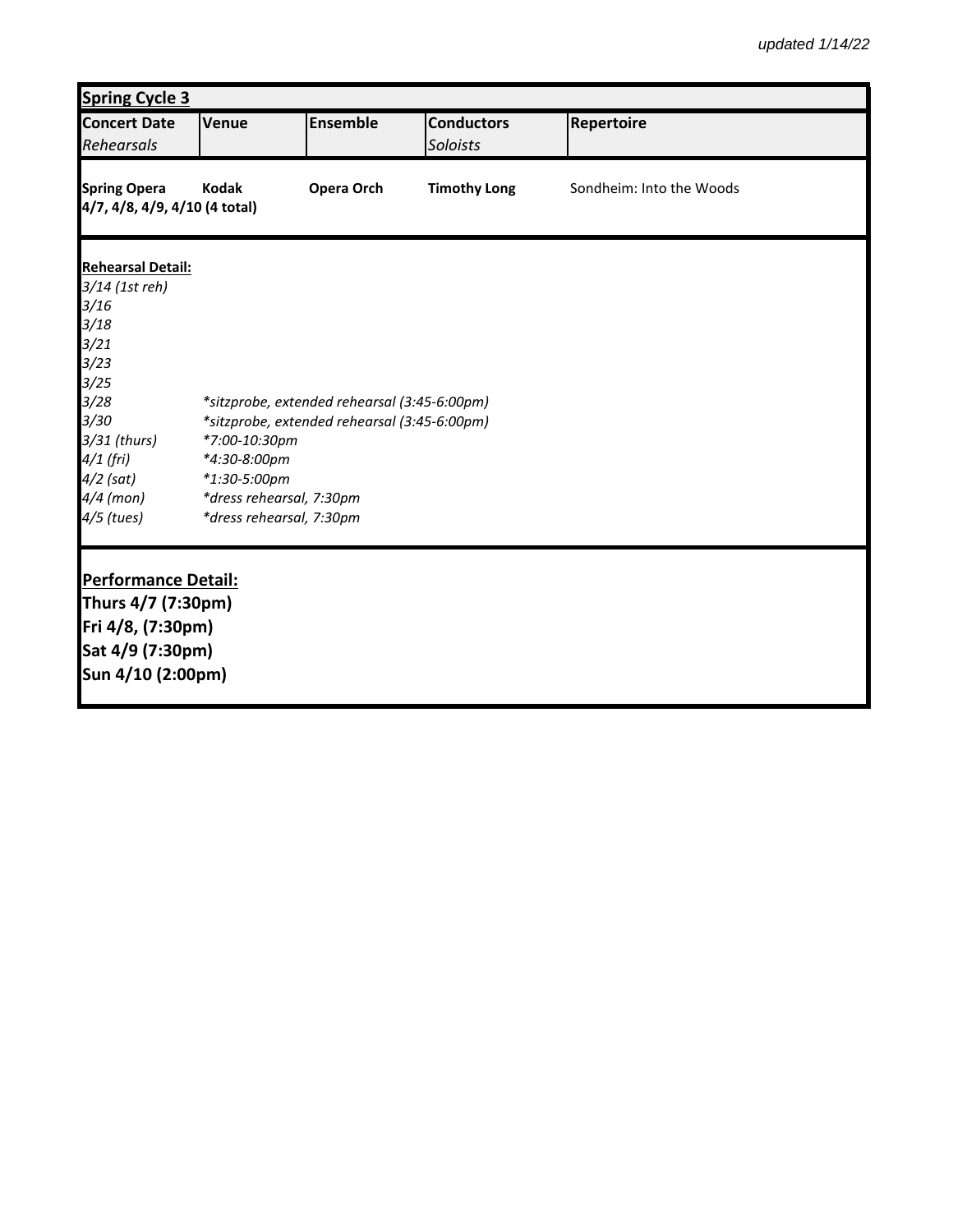*updated 1/14/22*

| **Spring Cycle 3** | | | | |
|---|---|---|---|---|
| **Concert Date** *Rehearsals* | **Venue** | **Ensemble** | **Conductors** *Soloists* | **Repertoire** |
| **Spring Opera** **4/7, 4/8, 4/9, 4/10 (4 total)** | **Kodak** | **Opera Orch** | **Timothy Long** | Sondheim: Into the Woods |

**Rehearsal Detail:**

| | |
|---|---|
| *3/14 (1st reh)* | |
| *3/16* | |
| *3/18* | |
| *3/21* | |
| *3/23* | |
| *3/25* | |
| *3/28* | *\*sitzprobe, extended rehearsal (3:45-6:00pm)* |
| *3/30* | *\*sitzprobe, extended rehearsal (3:45-6:00pm)* |
| *3/31 (thurs)* | *\*7:00-10:30pm* |
| *4/1 (fri)* | *\*4:30-8:00pm* |
| *4/2 (sat)* | *\*1:30-5:00pm* |
| *4/4 (mon)* | *\*dress rehearsal, 7:30pm* |
| *4/5 (tues)* | *\*dress rehearsal, 7:30pm* |

**Performance Detail:**

**Thurs 4/7 (7:30pm)**
**Fri 4/8, (7:30pm)**
**Sat 4/9 (7:30pm)**
**Sun 4/10 (2:00pm)**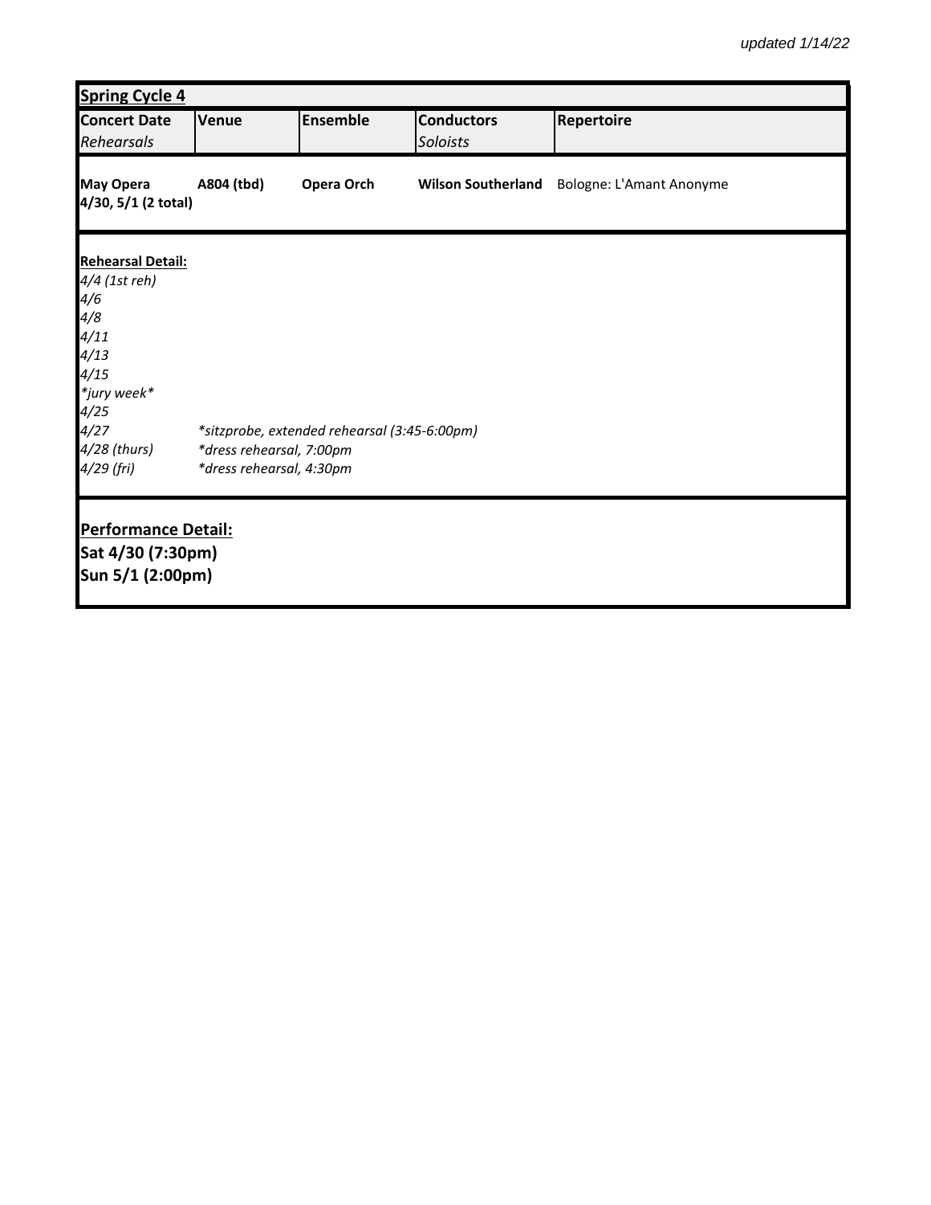*updated 1/14/22*

## Spring Cycle 4

| **Concert Date** *Rehearsals* | **Venue** | **Ensemble** | **Conductors** *Soloists* | **Repertoire** |
|---|---|---|---|---|
| **May Opera 4/30, 5/1 (2 total)** | **A804 (tbd)** | **Opera Orch** | **Wilson Southerland** | Bologne: L'Amant Anonyme |

**Rehearsal Detail:**

*4/4 (1st reh)*
*4/6*
*4/8*
*4/11*
*4/13*
*4/15*
*\*jury week\**
*4/25*
*4/27* — *\*sitzprobe, extended rehearsal (3:45-6:00pm)*
*4/28 (thurs)* — *\*dress rehearsal, 7:00pm*
*4/29 (fri)* — *\*dress rehearsal, 4:30pm*

**Performance Detail:**

**Sat 4/30 (7:30pm)**
**Sun 5/1 (2:00pm)**